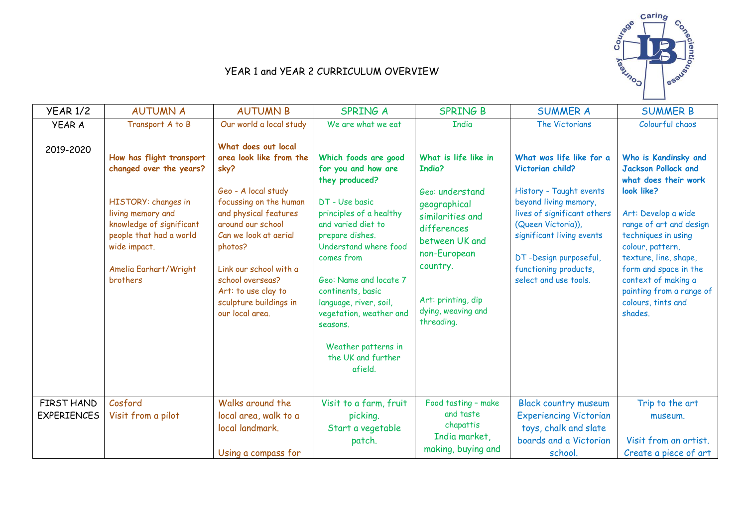# YEAR 1 and YEAR 2 CURRICULUM OVERVIEW

Caring Conscientiousness Courtesy Courage

| YEAR 1/2 | AUTUMN A | AUTUMN B | SPRING A | SPRING B | SUMMER A | SUMMER B |
|---|---|---|---|---|---|---|
| YEAR A<br><br>2019-2020 | Transport A to B<br><br>**How has flight transport changed over the years?**<br><br>HISTORY: changes in living memory and knowledge of significant people that had a world wide impact.<br><br>Amelia Earhart/Wright brothers | Our world a local study<br><br>**What does out local area look like from the sky?**<br><br>Geo - A local study focussing on the human and physical features around our school Can we look at aerial photos?<br><br>Link our school with a school overseas?<br>Art: to use clay to sculpture buildings in our local area. | We are what we eat<br><br>**Which foods are good for you and how are they produced?**<br><br>DT - Use basic principles of a healthy and varied diet to prepare dishes. Understand where food comes from<br><br>Geo: Name and locate 7 continents, basic language, river, soil, vegetation, weather and seasons.<br><br>Weather patterns in the UK and further afield. | India<br><br>**What is life like in India?**<br><br>Geo: understand geographical similarities and differences between UK and non-European country.<br><br>Art: printing, dip dying, weaving and threading. | The Victorians<br><br>**What was life like for a Victorian child?**<br><br>History - Taught events beyond living memory, lives of significant others (Queen Victoria)), significant living events<br><br>DT -Design purposeful, functioning products, select and use tools. | Colourful chaos<br><br>**Who is Kandinsky and Jackson Pollock and what does their work look like?**<br><br>Art: Develop a wide range of art and design techniques in using colour, pattern, texture, line, shape, form and space in the context of making a painting from a range of colours, tints and shades. |
| FIRST HAND EXPERIENCES | Cosford<br>Visit from a pilot | Walks around the local area, walk to a local landmark.<br><br>Using a compass for | Visit to a farm, fruit picking.<br>Start a vegetable patch. | Food tasting – make and taste chapattis<br>India market, making, buying and | Black country museum<br>Experiencing Victorian toys, chalk and slate boards and a Victorian school. | Trip to the art museum.<br><br>Visit from an artist.<br>Create a piece of art |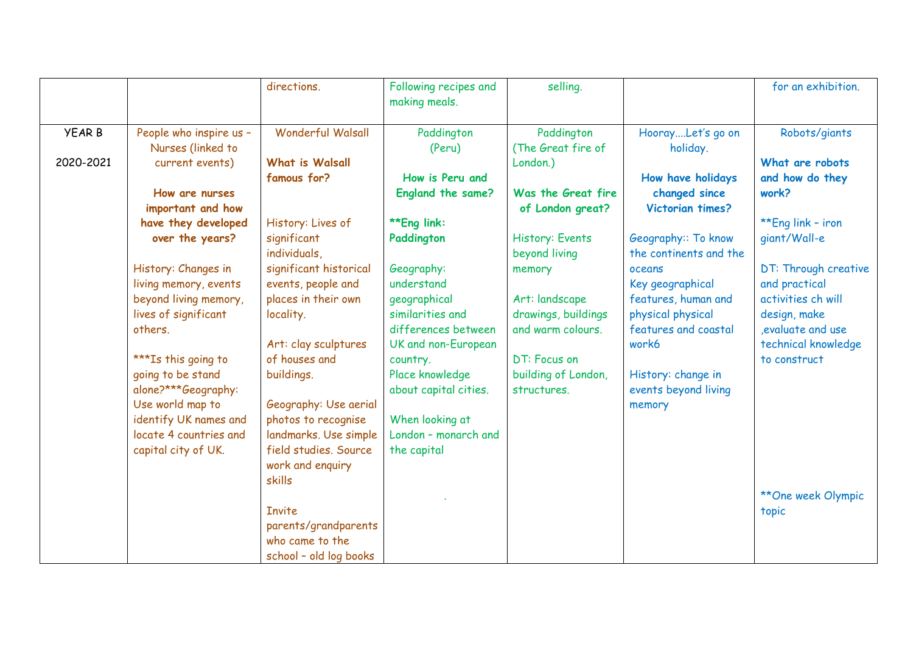|  |  | directions. | Following recipes and making meals. | selling. |  | for an exhibition. |
|---|---|---|---|---|---|---|
| YEAR B<br><br>2020-2021 | People who inspire us – Nurses (linked to current events)<br><br>**How are nurses important and how have they developed over the years?**<br><br>History: Changes in living memory, events beyond living memory, lives of significant others.<br><br>***Is this going to going to be stand alone?***Geography: Use world map to identify UK names and locate 4 countries and capital city of UK. | Wonderful Walsall<br><br>**What is Walsall famous for?**<br><br>History: Lives of significant individuals, significant historical events, people and places in their own locality.<br><br>Art: clay sculptures of houses and buildings.<br><br>Geography: Use aerial photos to recognise landmarks. Use simple field studies. Source work and enquiry skills<br><br>Invite parents/grandparents who came to the school – old log books | Paddington (Peru)<br><br>**How is Peru and England the same?**<br><br>****Eng link: Paddington**<br><br>Geography: understand geographical similarities and differences between UK and non-European country.<br>Place knowledge about capital cities.<br><br>When looking at London – monarch and the capital<br><br>. | Paddington (The Great fire of London.)<br><br>**Was the Great fire of London great?**<br><br>History: Events beyond living memory<br><br>Art: landscape drawings, buildings and warm colours.<br><br>DT: Focus on building of London, structures. | Hooray....Let's go on holiday.<br><br>**How have holidays changed since Victorian times?**<br><br>Geography:: To know the continents and the oceans<br>Key geographical features, human and physical physical features and coastal work6<br><br>History: change in events beyond living memory | Robots/giants<br><br>**What are robots and how do they work?**<br><br>**Eng link – iron giant/Wall-e<br><br>DT: Through creative and practical activities ch will design, make ,evaluate and use technical knowledge to construct<br><br>**One week Olympic topic |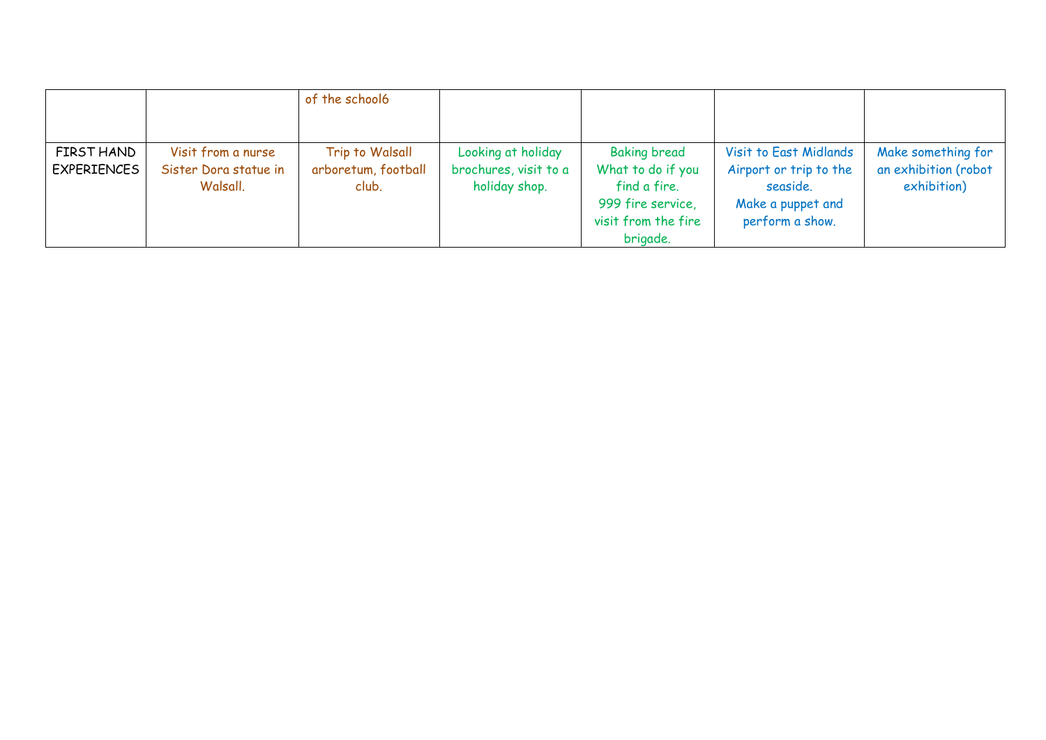| | | | | | | |
|---|---|---|---|---|---|---|
| | | of the school6 | | | | |
| FIRST HAND EXPERIENCES | Visit from a nurse Sister Dora statue in Walsall. | Trip to Walsall arboretum, football club. | Looking at holiday brochures, visit to a holiday shop. | Baking bread What to do if you find a fire. 999 fire service, visit from the fire brigade. | Visit to East Midlands Airport or trip to the seaside. Make a puppet and perform a show. | Make something for an exhibition (robot exhibition) |